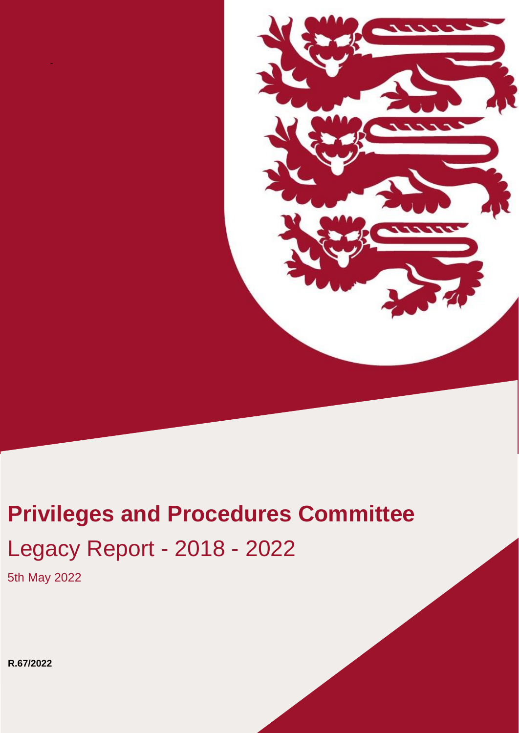# Privileges and Procedures Committee

## Legacy Report - 2018 - 2022

5th May 2022

**R.67/2022**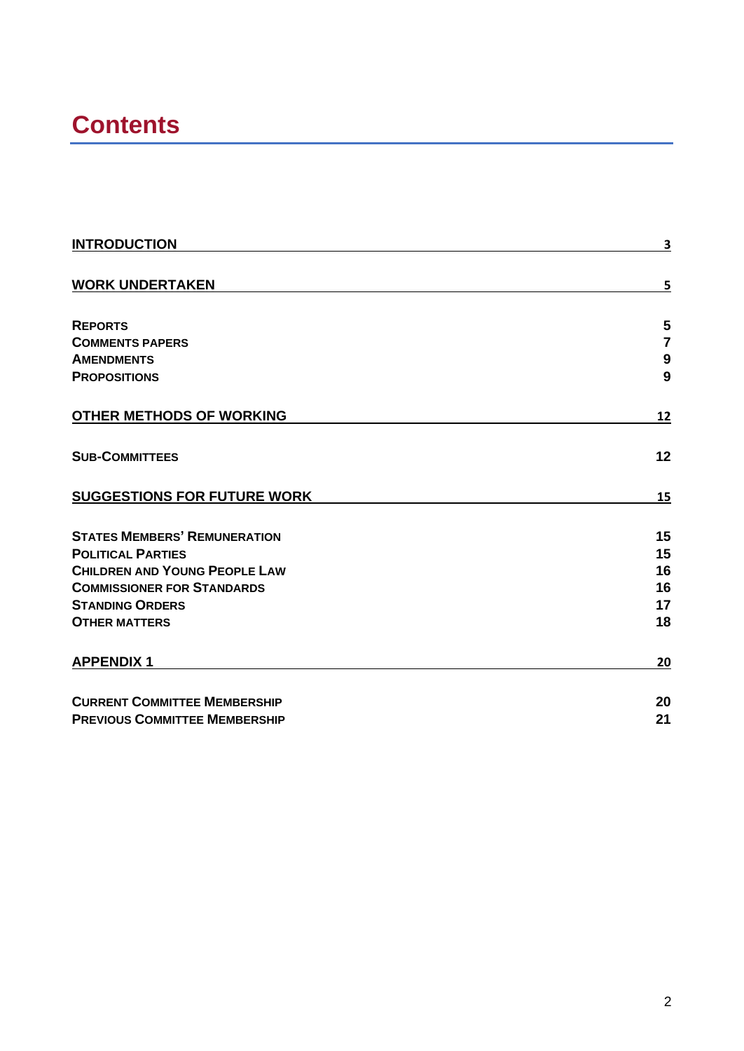# Contents

| | |
|---|---|
| **INTRODUCTION** | 3 |
| **WORK UNDERTAKEN** | 5 |
| **REPORTS** | 5 |
| **COMMENTS PAPERS** | 7 |
| **AMENDMENTS** | 9 |
| **PROPOSITIONS** | 9 |
| **OTHER METHODS OF WORKING** | 12 |
| **SUB-COMMITTEES** | 12 |
| **SUGGESTIONS FOR FUTURE WORK** | 15 |
| **STATES MEMBERS' REMUNERATION** | 15 |
| **POLITICAL PARTIES** | 15 |
| **CHILDREN AND YOUNG PEOPLE LAW** | 16 |
| **COMMISSIONER FOR STANDARDS** | 16 |
| **STANDING ORDERS** | 17 |
| **OTHER MATTERS** | 18 |
| **APPENDIX 1** | 20 |
| **CURRENT COMMITTEE MEMBERSHIP** | 20 |
| **PREVIOUS COMMITTEE MEMBERSHIP** | 21 |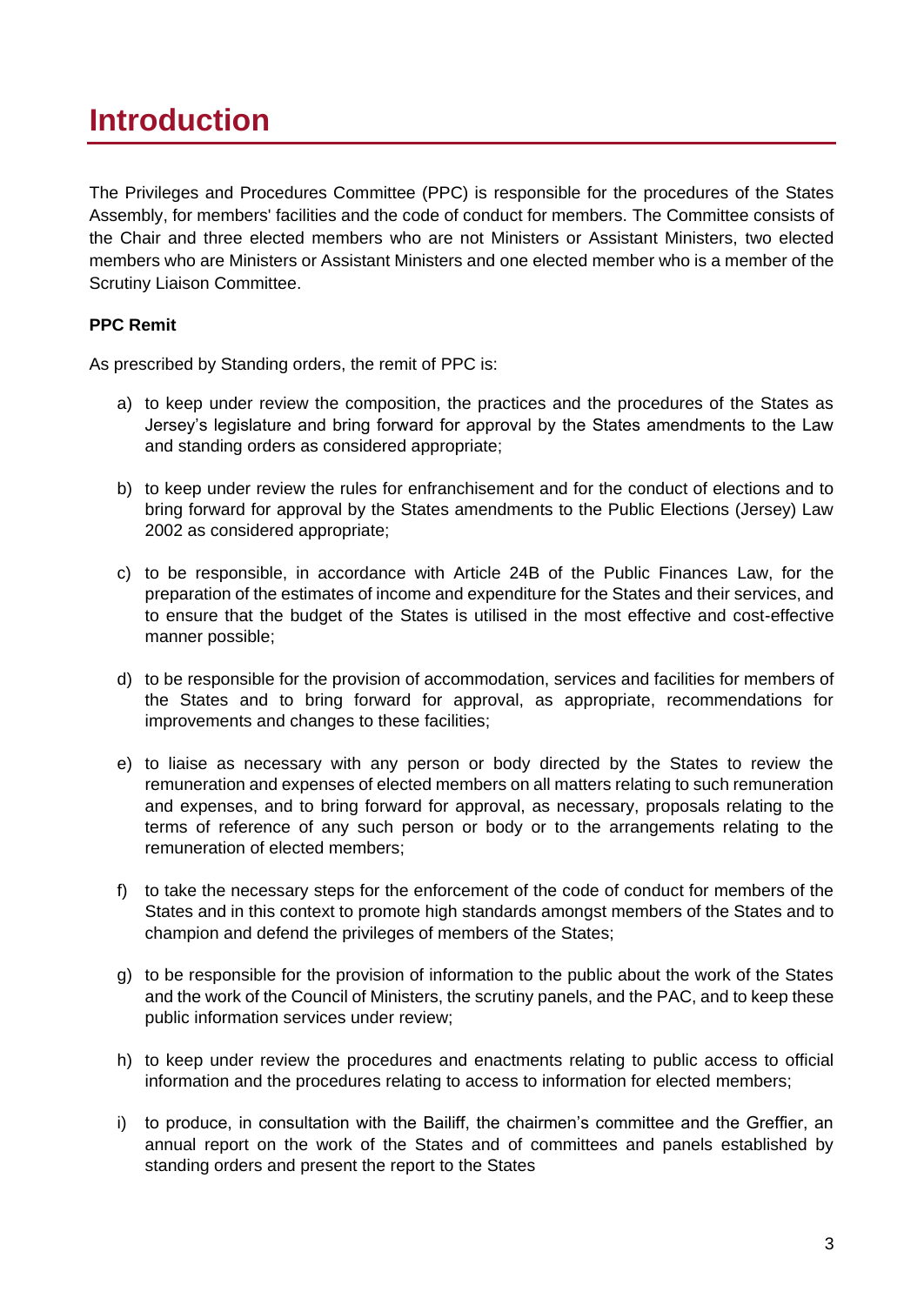# Introduction

The Privileges and Procedures Committee (PPC) is responsible for the procedures of the States Assembly, for members' facilities and the code of conduct for members. The Committee consists of the Chair and three elected members who are not Ministers or Assistant Ministers, two elected members who are Ministers or Assistant Ministers and one elected member who is a member of the Scrutiny Liaison Committee.

**PPC Remit**

As prescribed by Standing orders, the remit of PPC is:

a) to keep under review the composition, the practices and the procedures of the States as Jersey's legislature and bring forward for approval by the States amendments to the Law and standing orders as considered appropriate;

b) to keep under review the rules for enfranchisement and for the conduct of elections and to bring forward for approval by the States amendments to the Public Elections (Jersey) Law 2002 as considered appropriate;

c) to be responsible, in accordance with Article 24B of the Public Finances Law, for the preparation of the estimates of income and expenditure for the States and their services, and to ensure that the budget of the States is utilised in the most effective and cost-effective manner possible;

d) to be responsible for the provision of accommodation, services and facilities for members of the States and to bring forward for approval, as appropriate, recommendations for improvements and changes to these facilities;

e) to liaise as necessary with any person or body directed by the States to review the remuneration and expenses of elected members on all matters relating to such remuneration and expenses, and to bring forward for approval, as necessary, proposals relating to the terms of reference of any such person or body or to the arrangements relating to the remuneration of elected members;

f) to take the necessary steps for the enforcement of the code of conduct for members of the States and in this context to promote high standards amongst members of the States and to champion and defend the privileges of members of the States;

g) to be responsible for the provision of information to the public about the work of the States and the work of the Council of Ministers, the scrutiny panels, and the PAC, and to keep these public information services under review;

h) to keep under review the procedures and enactments relating to public access to official information and the procedures relating to access to information for elected members;

i) to produce, in consultation with the Bailiff, the chairmen's committee and the Greffier, an annual report on the work of the States and of committees and panels established by standing orders and present the report to the States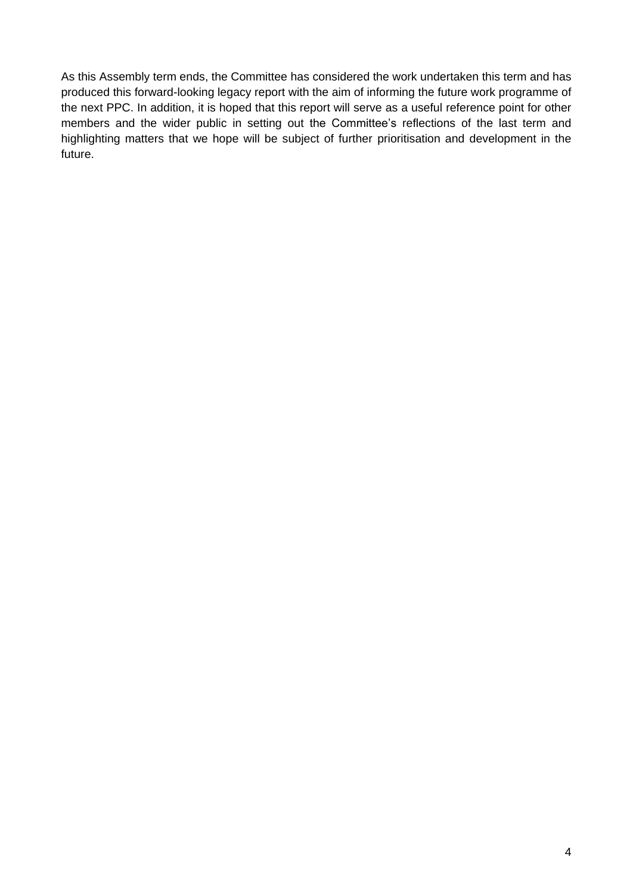As this Assembly term ends, the Committee has considered the work undertaken this term and has produced this forward-looking legacy report with the aim of informing the future work programme of the next PPC. In addition, it is hoped that this report will serve as a useful reference point for other members and the wider public in setting out the Committee's reflections of the last term and highlighting matters that we hope will be subject of further prioritisation and development in the future.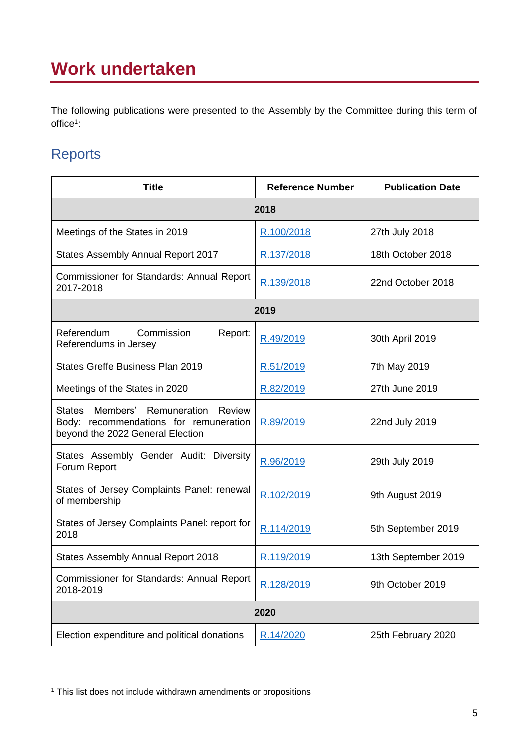# Work undertaken

The following publications were presented to the Assembly by the Committee during this term of office[1]:

## Reports

| Title | Reference Number | Publication Date |
|---|---|---|
| **2018** | | |
| Meetings of the States in 2019 | R.100/2018 | 27th July 2018 |
| States Assembly Annual Report 2017 | R.137/2018 | 18th October 2018 |
| Commissioner for Standards: Annual Report 2017-2018 | R.139/2018 | 22nd October 2018 |
| **2019** | | |
| Referendum Commission Report: Referendums in Jersey | R.49/2019 | 30th April 2019 |
| States Greffe Business Plan 2019 | R.51/2019 | 7th May 2019 |
| Meetings of the States in 2020 | R.82/2019 | 27th June 2019 |
| States Members' Remuneration Review Body: recommendations for remuneration beyond the 2022 General Election | R.89/2019 | 22nd July 2019 |
| States Assembly Gender Audit: Diversity Forum Report | R.96/2019 | 29th July 2019 |
| States of Jersey Complaints Panel: renewal of membership | R.102/2019 | 9th August 2019 |
| States of Jersey Complaints Panel: report for 2018 | R.114/2019 | 5th September 2019 |
| States Assembly Annual Report 2018 | R.119/2019 | 13th September 2019 |
| Commissioner for Standards: Annual Report 2018-2019 | R.128/2019 | 9th October 2019 |
| **2020** | | |
| Election expenditure and political donations | R.14/2020 | 25th February 2020 |

[1] This list does not include withdrawn amendments or propositions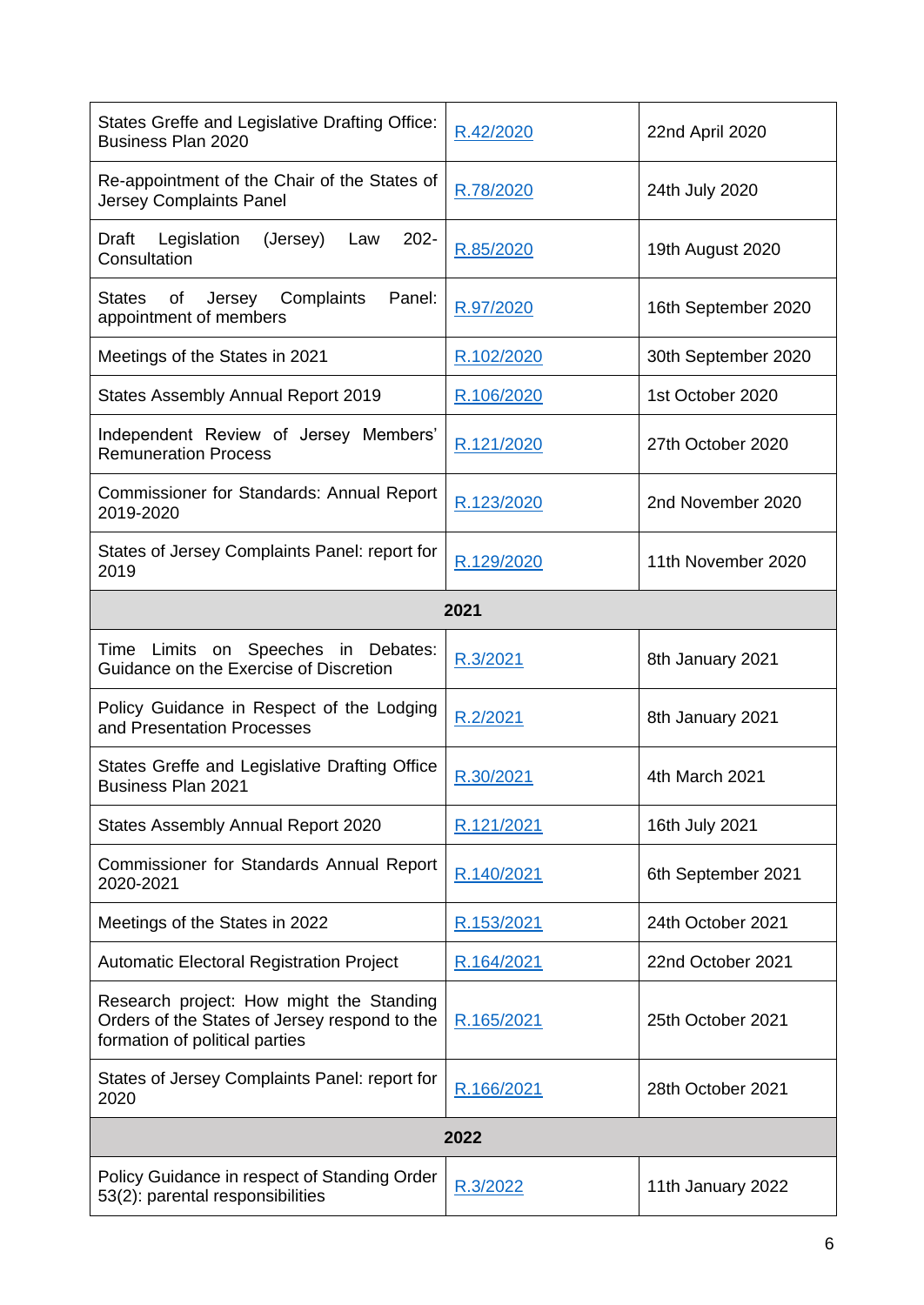| | | |
|---|---|---|
| States Greffe and Legislative Drafting Office: Business Plan 2020 | R.42/2020 | 22nd April 2020 |
| Re-appointment of the Chair of the States of Jersey Complaints Panel | R.78/2020 | 24th July 2020 |
| Draft Legislation (Jersey) Law 202- Consultation | R.85/2020 | 19th August 2020 |
| States of Jersey Complaints Panel: appointment of members | R.97/2020 | 16th September 2020 |
| Meetings of the States in 2021 | R.102/2020 | 30th September 2020 |
| States Assembly Annual Report 2019 | R.106/2020 | 1st October 2020 |
| Independent Review of Jersey Members' Remuneration Process | R.121/2020 | 27th October 2020 |
| Commissioner for Standards: Annual Report 2019-2020 | R.123/2020 | 2nd November 2020 |
| States of Jersey Complaints Panel: report for 2019 | R.129/2020 | 11th November 2020 |
| **2021** | | |
| Time Limits on Speeches in Debates: Guidance on the Exercise of Discretion | R.3/2021 | 8th January 2021 |
| Policy Guidance in Respect of the Lodging and Presentation Processes | R.2/2021 | 8th January 2021 |
| States Greffe and Legislative Drafting Office Business Plan 2021 | R.30/2021 | 4th March 2021 |
| States Assembly Annual Report 2020 | R.121/2021 | 16th July 2021 |
| Commissioner for Standards Annual Report 2020-2021 | R.140/2021 | 6th September 2021 |
| Meetings of the States in 2022 | R.153/2021 | 24th October 2021 |
| Automatic Electoral Registration Project | R.164/2021 | 22nd October 2021 |
| Research project: How might the Standing Orders of the States of Jersey respond to the formation of political parties | R.165/2021 | 25th October 2021 |
| States of Jersey Complaints Panel: report for 2020 | R.166/2021 | 28th October 2021 |
| **2022** | | |
| Policy Guidance in respect of Standing Order 53(2): parental responsibilities | R.3/2022 | 11th January 2022 |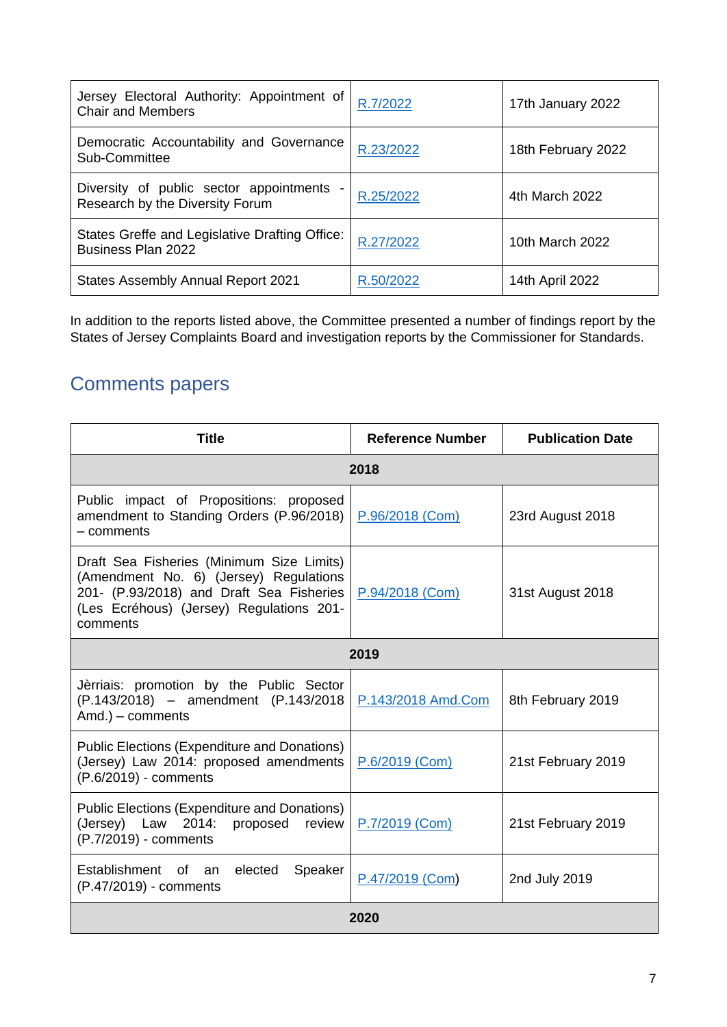| | | |
|---|---|---|
| Jersey Electoral Authority: Appointment of Chair and Members | R.7/2022 | 17th January 2022 |
| Democratic Accountability and Governance Sub-Committee | R.23/2022 | 18th February 2022 |
| Diversity of public sector appointments - Research by the Diversity Forum | R.25/2022 | 4th March 2022 |
| States Greffe and Legislative Drafting Office: Business Plan 2022 | R.27/2022 | 10th March 2022 |
| States Assembly Annual Report 2021 | R.50/2022 | 14th April 2022 |

In addition to the reports listed above, the Committee presented a number of findings report by the States of Jersey Complaints Board and investigation reports by the Commissioner for Standards.

## Comments papers

| Title | Reference Number | Publication Date |
|---|---|---|
| **2018** | | |
| Public impact of Propositions: proposed amendment to Standing Orders (P.96/2018) – comments | P.96/2018 (Com) | 23rd August 2018 |
| Draft Sea Fisheries (Minimum Size Limits) (Amendment No. 6) (Jersey) Regulations 201- (P.93/2018) and Draft Sea Fisheries (Les Ecréhous) (Jersey) Regulations 201- comments | P.94/2018 (Com) | 31st August 2018 |
| **2019** | | |
| Jèrriais: promotion by the Public Sector (P.143/2018) – amendment (P.143/2018 Amd.) – comments | P.143/2018 Amd.Com | 8th February 2019 |
| Public Elections (Expenditure and Donations) (Jersey) Law 2014: proposed amendments (P.6/2019) - comments | P.6/2019 (Com) | 21st February 2019 |
| Public Elections (Expenditure and Donations) (Jersey) Law 2014: proposed review (P.7/2019) - comments | P.7/2019 (Com) | 21st February 2019 |
| Establishment of an elected Speaker (P.47/2019) - comments | P.47/2019 (Com) | 2nd July 2019 |
| **2020** | | |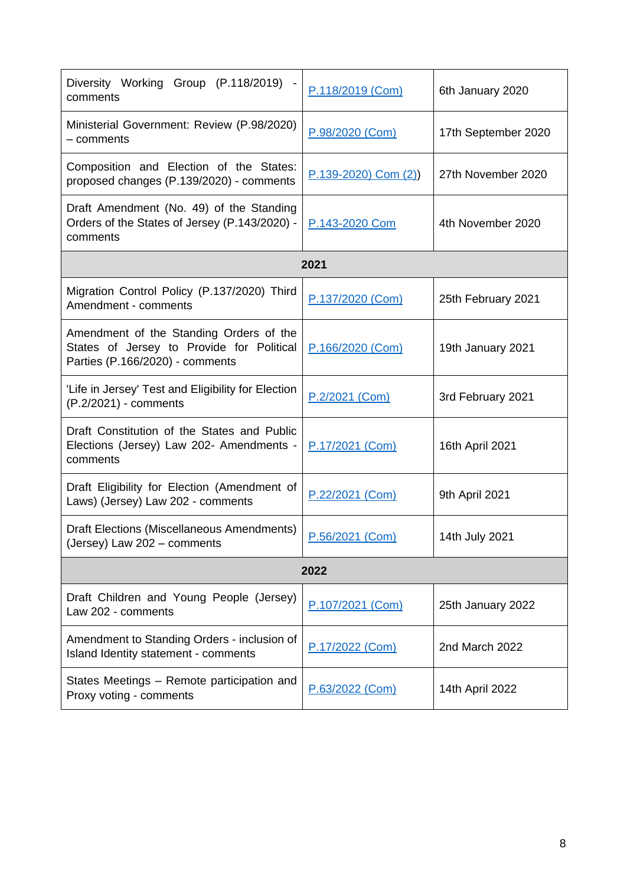| | | |
|---|---|---|
| Diversity Working Group (P.118/2019) - comments | P.118/2019 (Com) | 6th January 2020 |
| Ministerial Government: Review (P.98/2020) – comments | P.98/2020 (Com) | 17th September 2020 |
| Composition and Election of the States: proposed changes (P.139/2020) - comments | P.139-2020) Com (2)) | 27th November 2020 |
| Draft Amendment (No. 49) of the Standing Orders of the States of Jersey (P.143/2020) - comments | P.143-2020 Com | 4th November 2020 |
| **2021** | | |
| Migration Control Policy (P.137/2020) Third Amendment - comments | P.137/2020 (Com) | 25th February 2021 |
| Amendment of the Standing Orders of the States of Jersey to Provide for Political Parties (P.166/2020) - comments | P.166/2020 (Com) | 19th January 2021 |
| 'Life in Jersey' Test and Eligibility for Election (P.2/2021) - comments | P.2/2021 (Com) | 3rd February 2021 |
| Draft Constitution of the States and Public Elections (Jersey) Law 202- Amendments - comments | P.17/2021 (Com) | 16th April 2021 |
| Draft Eligibility for Election (Amendment of Laws) (Jersey) Law 202 - comments | P.22/2021 (Com) | 9th April 2021 |
| Draft Elections (Miscellaneous Amendments) (Jersey) Law 202 – comments | P.56/2021 (Com) | 14th July 2021 |
| **2022** | | |
| Draft Children and Young People (Jersey) Law 202 - comments | P.107/2021 (Com) | 25th January 2022 |
| Amendment to Standing Orders - inclusion of Island Identity statement - comments | P.17/2022 (Com) | 2nd March 2022 |
| States Meetings – Remote participation and Proxy voting - comments | P.63/2022 (Com) | 14th April 2022 |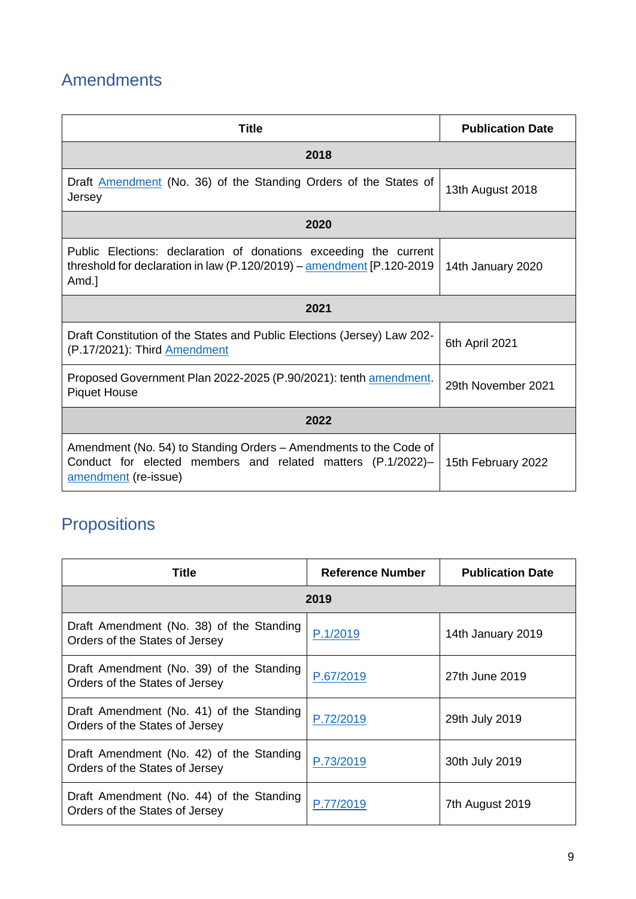## Amendments

| Title | Publication Date |
|---|---|
| **2018** | |
| Draft Amendment (No. 36) of the Standing Orders of the States of Jersey | 13th August 2018 |
| **2020** | |
| Public Elections: declaration of donations exceeding the current threshold for declaration in law (P.120/2019) – amendment [P.120-2019 Amd.] | 14th January 2020 |
| **2021** | |
| Draft Constitution of the States and Public Elections (Jersey) Law 202- (P.17/2021): Third Amendment | 6th April 2021 |
| Proposed Government Plan 2022-2025 (P.90/2021): tenth amendment. Piquet House | 29th November 2021 |
| **2022** | |
| Amendment (No. 54) to Standing Orders – Amendments to the Code of Conduct for elected members and related matters (P.1/2022)– amendment (re-issue) | 15th February 2022 |

## Propositions

| Title | Reference Number | Publication Date |
|---|---|---|
| **2019** | | |
| Draft Amendment (No. 38) of the Standing Orders of the States of Jersey | P.1/2019 | 14th January 2019 |
| Draft Amendment (No. 39) of the Standing Orders of the States of Jersey | P.67/2019 | 27th June 2019 |
| Draft Amendment (No. 41) of the Standing Orders of the States of Jersey | P.72/2019 | 29th July 2019 |
| Draft Amendment (No. 42) of the Standing Orders of the States of Jersey | P.73/2019 | 30th July 2019 |
| Draft Amendment (No. 44) of the Standing Orders of the States of Jersey | P.77/2019 | 7th August 2019 |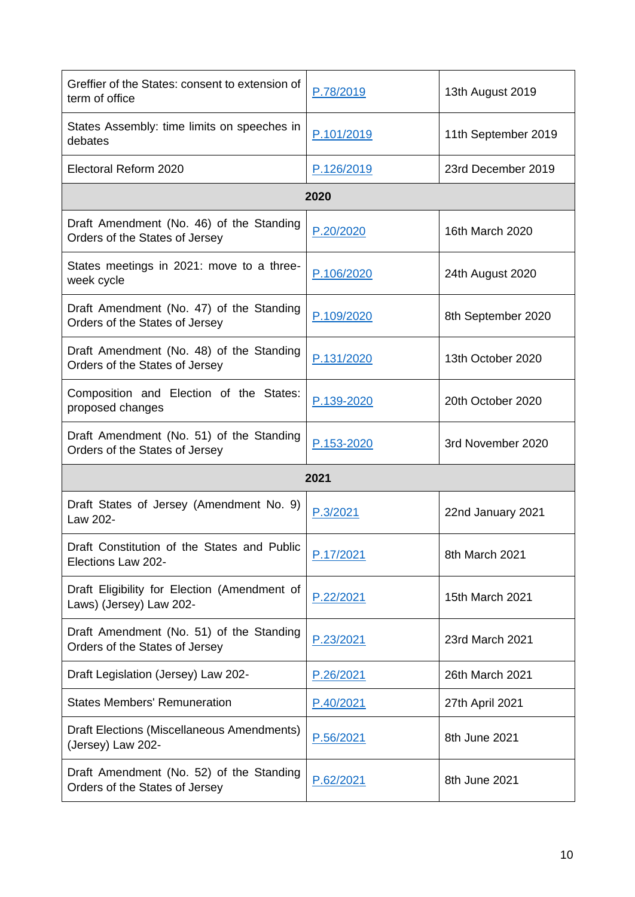| | | |
|---|---|---|
| Greffier of the States: consent to extension of term of office | P.78/2019 | 13th August 2019 |
| States Assembly: time limits on speeches in debates | P.101/2019 | 11th September 2019 |
| Electoral Reform 2020 | P.126/2019 | 23rd December 2019 |
| **2020** | | |
| Draft Amendment (No. 46) of the Standing Orders of the States of Jersey | P.20/2020 | 16th March 2020 |
| States meetings in 2021: move to a three-week cycle | P.106/2020 | 24th August 2020 |
| Draft Amendment (No. 47) of the Standing Orders of the States of Jersey | P.109/2020 | 8th September 2020 |
| Draft Amendment (No. 48) of the Standing Orders of the States of Jersey | P.131/2020 | 13th October 2020 |
| Composition and Election of the States: proposed changes | P.139-2020 | 20th October 2020 |
| Draft Amendment (No. 51) of the Standing Orders of the States of Jersey | P.153-2020 | 3rd November 2020 |
| **2021** | | |
| Draft States of Jersey (Amendment No. 9) Law 202- | P.3/2021 | 22nd January 2021 |
| Draft Constitution of the States and Public Elections Law 202- | P.17/2021 | 8th March 2021 |
| Draft Eligibility for Election (Amendment of Laws) (Jersey) Law 202- | P.22/2021 | 15th March 2021 |
| Draft Amendment (No. 51) of the Standing Orders of the States of Jersey | P.23/2021 | 23rd March 2021 |
| Draft Legislation (Jersey) Law 202- | P.26/2021 | 26th March 2021 |
| States Members' Remuneration | P.40/2021 | 27th April 2021 |
| Draft Elections (Miscellaneous Amendments) (Jersey) Law 202- | P.56/2021 | 8th June 2021 |
| Draft Amendment (No. 52) of the Standing Orders of the States of Jersey | P.62/2021 | 8th June 2021 |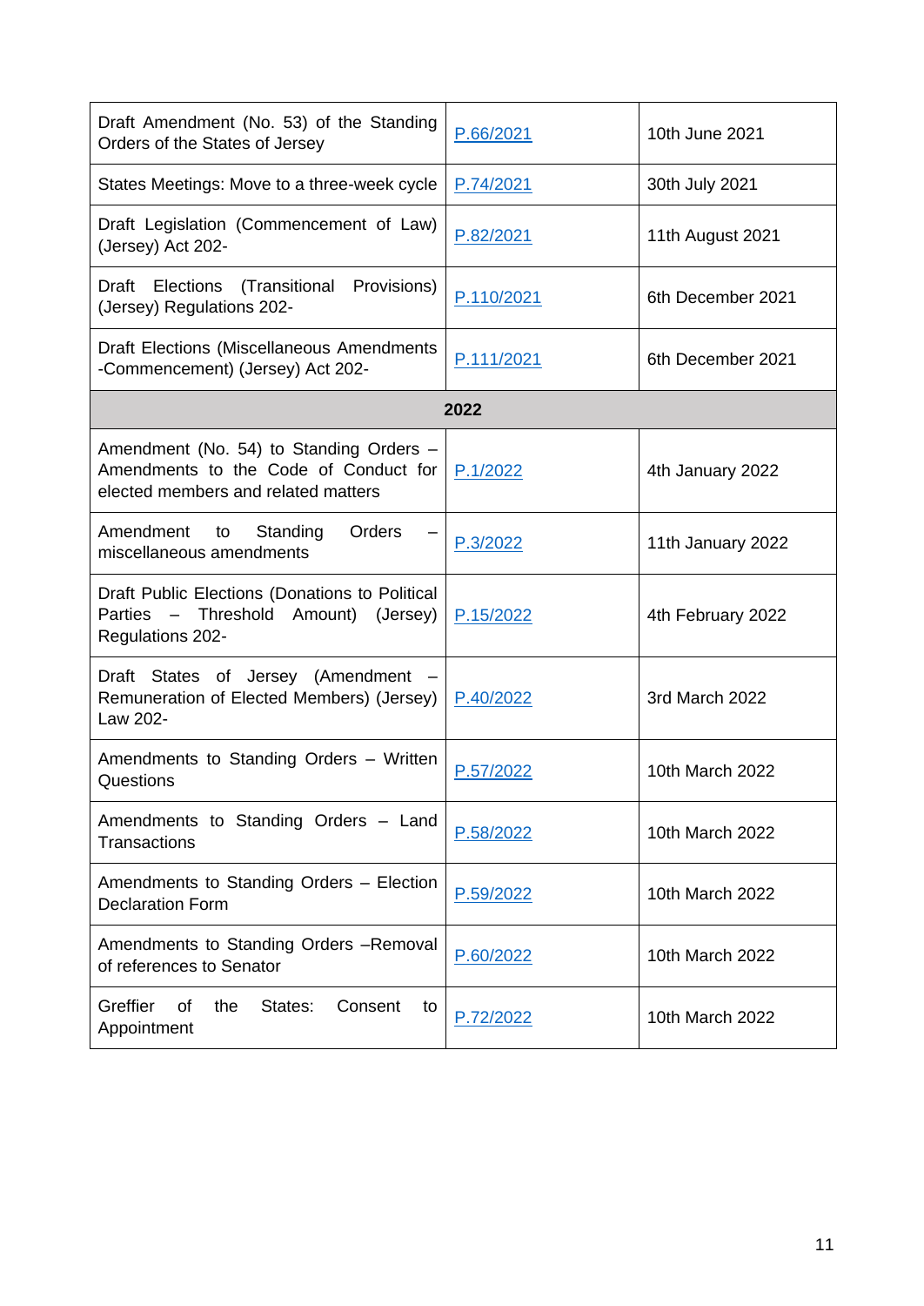| | | |
|---|---|---|
| Draft Amendment (No. 53) of the Standing Orders of the States of Jersey | P.66/2021 | 10th June 2021 |
| States Meetings: Move to a three-week cycle | P.74/2021 | 30th July 2021 |
| Draft Legislation (Commencement of Law) (Jersey) Act 202- | P.82/2021 | 11th August 2021 |
| Draft Elections (Transitional Provisions) (Jersey) Regulations 202- | P.110/2021 | 6th December 2021 |
| Draft Elections (Miscellaneous Amendments -Commencement) (Jersey) Act 202- | P.111/2021 | 6th December 2021 |
| **2022** | | |
| Amendment (No. 54) to Standing Orders – Amendments to the Code of Conduct for elected members and related matters | P.1/2022 | 4th January 2022 |
| Amendment to Standing Orders – miscellaneous amendments | P.3/2022 | 11th January 2022 |
| Draft Public Elections (Donations to Political Parties – Threshold Amount) (Jersey) Regulations 202- | P.15/2022 | 4th February 2022 |
| Draft States of Jersey (Amendment – Remuneration of Elected Members) (Jersey) Law 202- | P.40/2022 | 3rd March 2022 |
| Amendments to Standing Orders – Written Questions | P.57/2022 | 10th March 2022 |
| Amendments to Standing Orders – Land Transactions | P.58/2022 | 10th March 2022 |
| Amendments to Standing Orders – Election Declaration Form | P.59/2022 | 10th March 2022 |
| Amendments to Standing Orders –Removal of references to Senator | P.60/2022 | 10th March 2022 |
| Greffier of the States: Consent to Appointment | P.72/2022 | 10th March 2022 |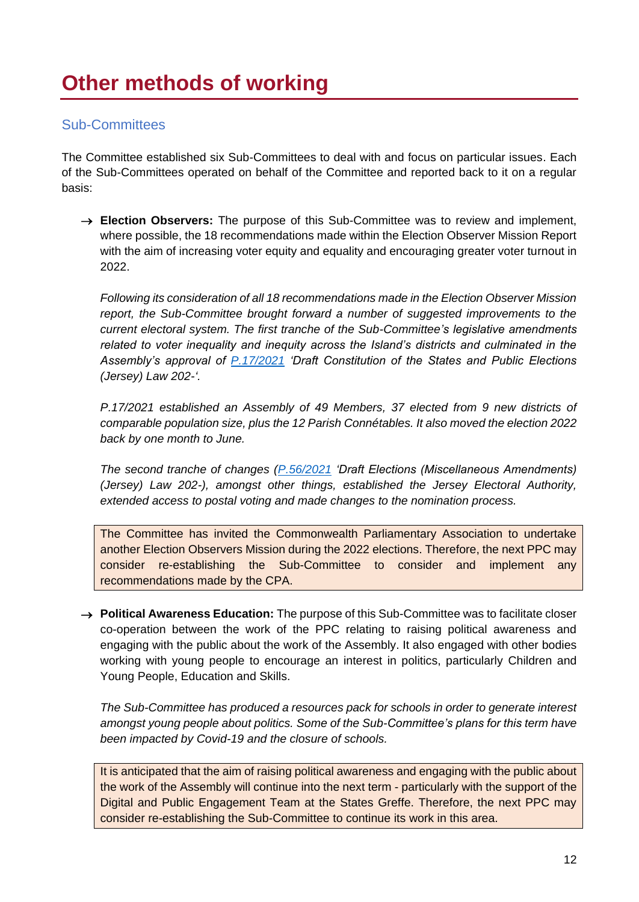# Other methods of working

## Sub-Committees

The Committee established six Sub-Committees to deal with and focus on particular issues. Each of the Sub-Committees operated on behalf of the Committee and reported back to it on a regular basis:

→ **Election Observers:** The purpose of this Sub-Committee was to review and implement, where possible, the 18 recommendations made within the Election Observer Mission Report with the aim of increasing voter equity and equality and encouraging greater voter turnout in 2022.

*Following its consideration of all 18 recommendations made in the Election Observer Mission report, the Sub-Committee brought forward a number of suggested improvements to the current electoral system. The first tranche of the Sub-Committee's legislative amendments related to voter inequality and inequity across the Island's districts and culminated in the Assembly's approval of [P.17/2021](P.17/2021) 'Draft Constitution of the States and Public Elections (Jersey) Law 202-'.*

*P.17/2021 established an Assembly of 49 Members, 37 elected from 9 new districts of comparable population size, plus the 12 Parish Connétables. It also moved the election 2022 back by one month to June.*

*The second tranche of changes ([P.56/2021](P.56/2021) 'Draft Elections (Miscellaneous Amendments) (Jersey) Law 202-), amongst other things, established the Jersey Electoral Authority, extended access to postal voting and made changes to the nomination process.*

> The Committee has invited the Commonwealth Parliamentary Association to undertake another Election Observers Mission during the 2022 elections. Therefore, the next PPC may consider re-establishing the Sub-Committee to consider and implement any recommendations made by the CPA.

→ **Political Awareness Education:** The purpose of this Sub-Committee was to facilitate closer co-operation between the work of the PPC relating to raising political awareness and engaging with the public about the work of the Assembly. It also engaged with other bodies working with young people to encourage an interest in politics, particularly Children and Young People, Education and Skills.

*The Sub-Committee has produced a resources pack for schools in order to generate interest amongst young people about politics. Some of the Sub-Committee's plans for this term have been impacted by Covid-19 and the closure of schools.*

> It is anticipated that the aim of raising political awareness and engaging with the public about the work of the Assembly will continue into the next term - particularly with the support of the Digital and Public Engagement Team at the States Greffe. Therefore, the next PPC may consider re-establishing the Sub-Committee to continue its work in this area.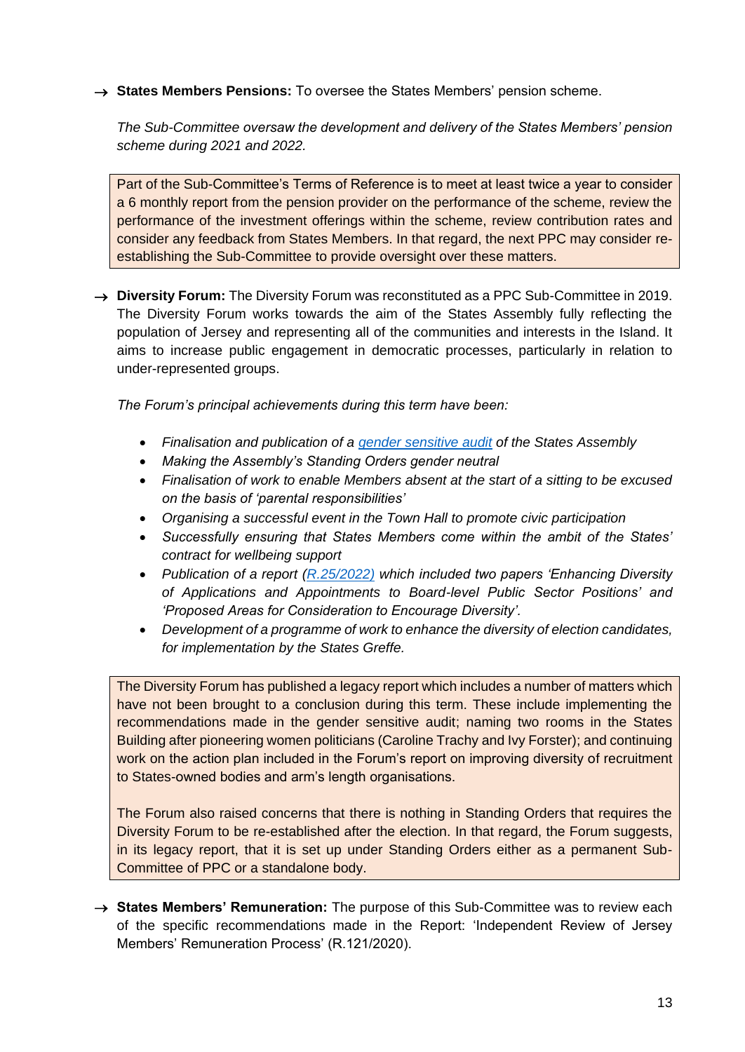→ **States Members Pensions:** To oversee the States Members' pension scheme.

*The Sub-Committee oversaw the development and delivery of the States Members' pension scheme during 2021 and 2022.*

> Part of the Sub-Committee's Terms of Reference is to meet at least twice a year to consider a 6 monthly report from the pension provider on the performance of the scheme, review the performance of the investment offerings within the scheme, review contribution rates and consider any feedback from States Members. In that regard, the next PPC may consider re-establishing the Sub-Committee to provide oversight over these matters.

→ **Diversity Forum:** The Diversity Forum was reconstituted as a PPC Sub-Committee in 2019. The Diversity Forum works towards the aim of the States Assembly fully reflecting the population of Jersey and representing all of the communities and interests in the Island. It aims to increase public engagement in democratic processes, particularly in relation to under-represented groups.

*The Forum's principal achievements during this term have been:*

- *Finalisation and publication of a gender sensitive audit of the States Assembly*
- *Making the Assembly's Standing Orders gender neutral*
- *Finalisation of work to enable Members absent at the start of a sitting to be excused on the basis of 'parental responsibilities'*
- *Organising a successful event in the Town Hall to promote civic participation*
- *Successfully ensuring that States Members come within the ambit of the States' contract for wellbeing support*
- *Publication of a report (R.25/2022) which included two papers 'Enhancing Diversity of Applications and Appointments to Board-level Public Sector Positions' and 'Proposed Areas for Consideration to Encourage Diversity'.*
- *Development of a programme of work to enhance the diversity of election candidates, for implementation by the States Greffe.*

> The Diversity Forum has published a legacy report which includes a number of matters which have not been brought to a conclusion during this term. These include implementing the recommendations made in the gender sensitive audit; naming two rooms in the States Building after pioneering women politicians (Caroline Trachy and Ivy Forster); and continuing work on the action plan included in the Forum's report on improving diversity of recruitment to States-owned bodies and arm's length organisations.
>
> The Forum also raised concerns that there is nothing in Standing Orders that requires the Diversity Forum to be re-established after the election. In that regard, the Forum suggests, in its legacy report, that it is set up under Standing Orders either as a permanent Sub-Committee of PPC or a standalone body.

→ **States Members' Remuneration:** The purpose of this Sub-Committee was to review each of the specific recommendations made in the Report: 'Independent Review of Jersey Members' Remuneration Process' (R.121/2020).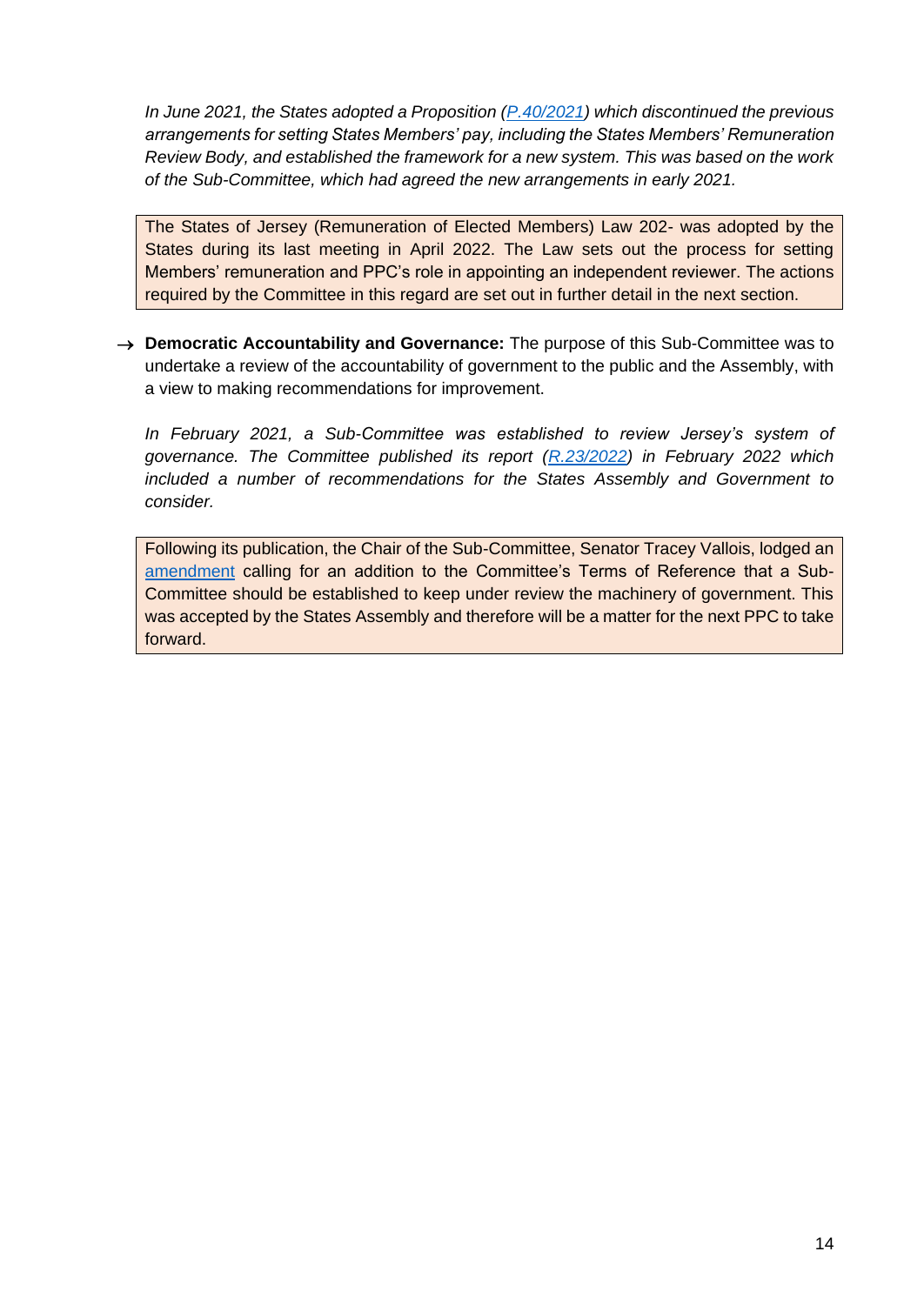*In June 2021, the States adopted a Proposition (P.40/2021) which discontinued the previous arrangements for setting States Members' pay, including the States Members' Remuneration Review Body, and established the framework for a new system. This was based on the work of the Sub-Committee, which had agreed the new arrangements in early 2021.*

> The States of Jersey (Remuneration of Elected Members) Law 202- was adopted by the States during its last meeting in April 2022. The Law sets out the process for setting Members' remuneration and PPC's role in appointing an independent reviewer. The actions required by the Committee in this regard are set out in further detail in the next section.

→ **Democratic Accountability and Governance:** The purpose of this Sub-Committee was to undertake a review of the accountability of government to the public and the Assembly, with a view to making recommendations for improvement.

*In February 2021, a Sub-Committee was established to review Jersey's system of governance. The Committee published its report (R.23/2022) in February 2022 which included a number of recommendations for the States Assembly and Government to consider.*

> Following its publication, the Chair of the Sub-Committee, Senator Tracey Vallois, lodged an amendment calling for an addition to the Committee's Terms of Reference that a Sub-Committee should be established to keep under review the machinery of government. This was accepted by the States Assembly and therefore will be a matter for the next PPC to take forward.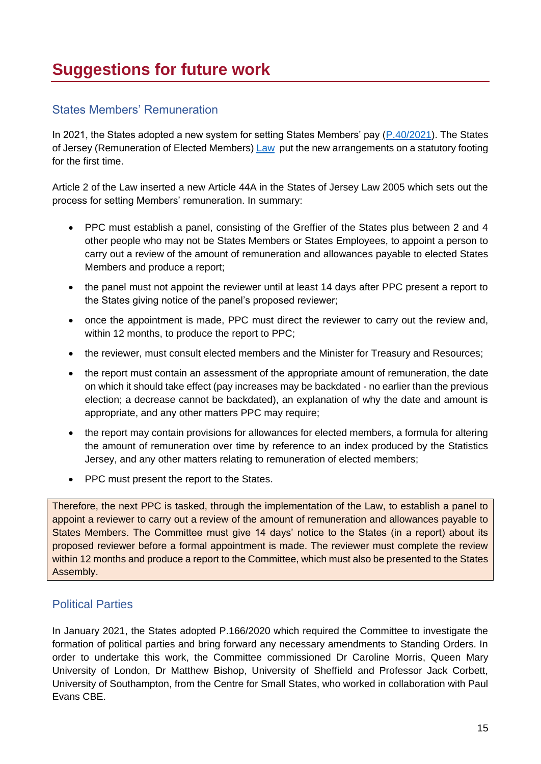# Suggestions for future work

## States Members' Remuneration

In 2021, the States adopted a new system for setting States Members' pay (P.40/2021). The States of Jersey (Remuneration of Elected Members) Law put the new arrangements on a statutory footing for the first time.

Article 2 of the Law inserted a new Article 44A in the States of Jersey Law 2005 which sets out the process for setting Members' remuneration. In summary:

- PPC must establish a panel, consisting of the Greffier of the States plus between 2 and 4 other people who may not be States Members or States Employees, to appoint a person to carry out a review of the amount of remuneration and allowances payable to elected States Members and produce a report;
- the panel must not appoint the reviewer until at least 14 days after PPC present a report to the States giving notice of the panel's proposed reviewer;
- once the appointment is made, PPC must direct the reviewer to carry out the review and, within 12 months, to produce the report to PPC;
- the reviewer, must consult elected members and the Minister for Treasury and Resources;
- the report must contain an assessment of the appropriate amount of remuneration, the date on which it should take effect (pay increases may be backdated - no earlier than the previous election; a decrease cannot be backdated), an explanation of why the date and amount is appropriate, and any other matters PPC may require;
- the report may contain provisions for allowances for elected members, a formula for altering the amount of remuneration over time by reference to an index produced by the Statistics Jersey, and any other matters relating to remuneration of elected members;
- PPC must present the report to the States.

Therefore, the next PPC is tasked, through the implementation of the Law, to establish a panel to appoint a reviewer to carry out a review of the amount of remuneration and allowances payable to States Members. The Committee must give 14 days' notice to the States (in a report) about its proposed reviewer before a formal appointment is made. The reviewer must complete the review within 12 months and produce a report to the Committee, which must also be presented to the States Assembly.

## Political Parties

In January 2021, the States adopted P.166/2020 which required the Committee to investigate the formation of political parties and bring forward any necessary amendments to Standing Orders. In order to undertake this work, the Committee commissioned Dr Caroline Morris, Queen Mary University of London, Dr Matthew Bishop, University of Sheffield and Professor Jack Corbett, University of Southampton, from the Centre for Small States, who worked in collaboration with Paul Evans CBE.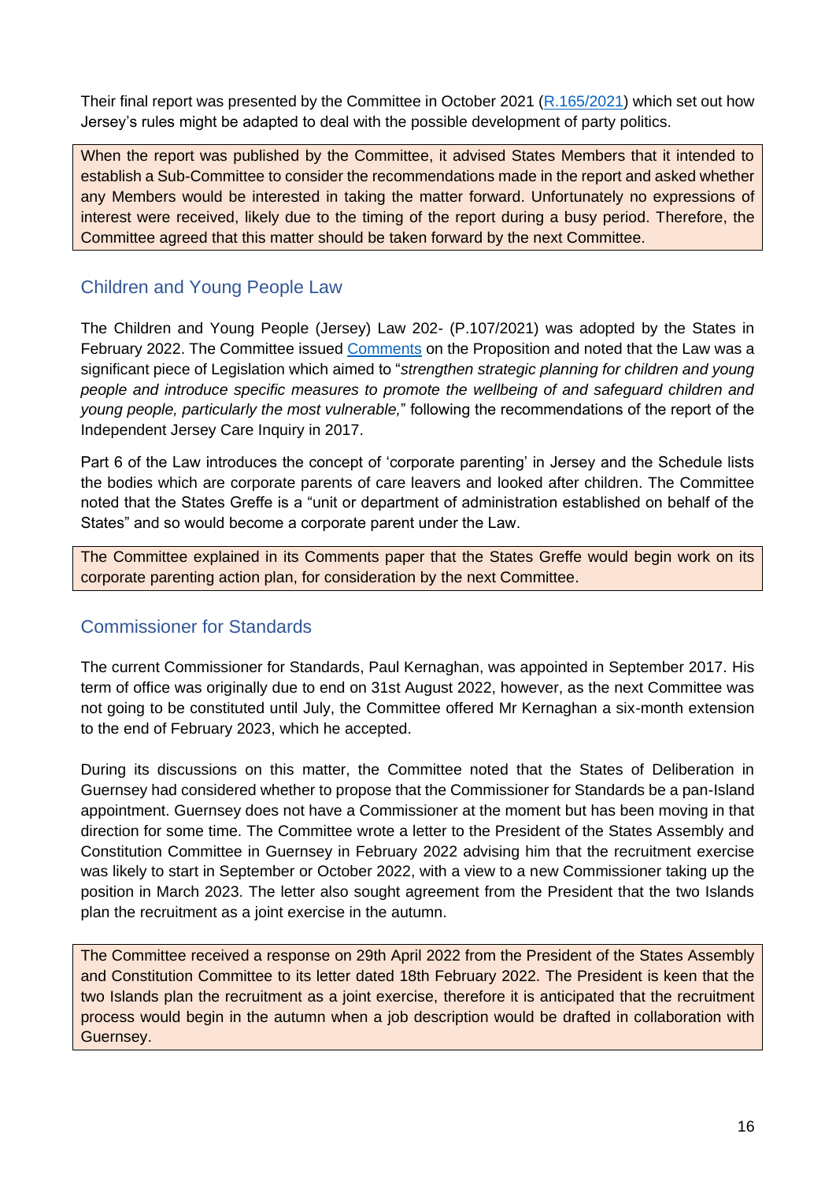Their final report was presented by the Committee in October 2021 ([R.165/2021](R.165/2021)) which set out how Jersey's rules might be adapted to deal with the possible development of party politics.

When the report was published by the Committee, it advised States Members that it intended to establish a Sub-Committee to consider the recommendations made in the report and asked whether any Members would be interested in taking the matter forward. Unfortunately no expressions of interest were received, likely due to the timing of the report during a busy period. Therefore, the Committee agreed that this matter should be taken forward by the next Committee.

## Children and Young People Law

The Children and Young People (Jersey) Law 202- (P.107/2021) was adopted by the States in February 2022. The Committee issued [Comments](Comments) on the Proposition and noted that the Law was a significant piece of Legislation which aimed to "*strengthen strategic planning for children and young people and introduce specific measures to promote the wellbeing of and safeguard children and young people, particularly the most vulnerable,*" following the recommendations of the report of the Independent Jersey Care Inquiry in 2017.

Part 6 of the Law introduces the concept of 'corporate parenting' in Jersey and the Schedule lists the bodies which are corporate parents of care leavers and looked after children. The Committee noted that the States Greffe is a "unit or department of administration established on behalf of the States" and so would become a corporate parent under the Law.

The Committee explained in its Comments paper that the States Greffe would begin work on its corporate parenting action plan, for consideration by the next Committee.

## Commissioner for Standards

The current Commissioner for Standards, Paul Kernaghan, was appointed in September 2017. His term of office was originally due to end on 31st August 2022, however, as the next Committee was not going to be constituted until July, the Committee offered Mr Kernaghan a six-month extension to the end of February 2023, which he accepted.

During its discussions on this matter, the Committee noted that the States of Deliberation in Guernsey had considered whether to propose that the Commissioner for Standards be a pan-Island appointment. Guernsey does not have a Commissioner at the moment but has been moving in that direction for some time. The Committee wrote a letter to the President of the States Assembly and Constitution Committee in Guernsey in February 2022 advising him that the recruitment exercise was likely to start in September or October 2022, with a view to a new Commissioner taking up the position in March 2023. The letter also sought agreement from the President that the two Islands plan the recruitment as a joint exercise in the autumn.

The Committee received a response on 29th April 2022 from the President of the States Assembly and Constitution Committee to its letter dated 18th February 2022. The President is keen that the two Islands plan the recruitment as a joint exercise, therefore it is anticipated that the recruitment process would begin in the autumn when a job description would be drafted in collaboration with Guernsey.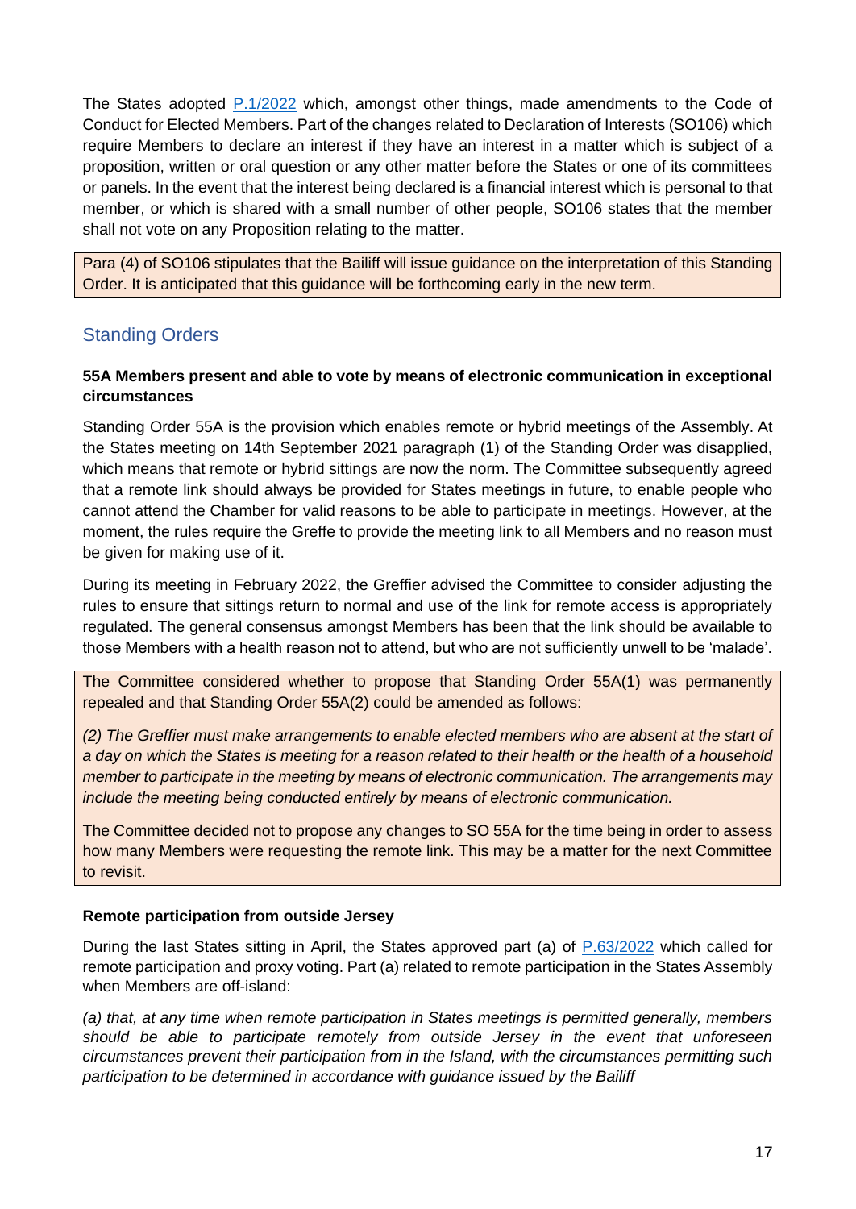The States adopted [P.1/2022](P.1/2022) which, amongst other things, made amendments to the Code of Conduct for Elected Members. Part of the changes related to Declaration of Interests (SO106) which require Members to declare an interest if they have an interest in a matter which is subject of a proposition, written or oral question or any other matter before the States or one of its committees or panels. In the event that the interest being declared is a financial interest which is personal to that member, or which is shared with a small number of other people, SO106 states that the member shall not vote on any Proposition relating to the matter.

Para (4) of SO106 stipulates that the Bailiff will issue guidance on the interpretation of this Standing Order. It is anticipated that this guidance will be forthcoming early in the new term.

## Standing Orders

**55A Members present and able to vote by means of electronic communication in exceptional circumstances**

Standing Order 55A is the provision which enables remote or hybrid meetings of the Assembly. At the States meeting on 14th September 2021 paragraph (1) of the Standing Order was disapplied, which means that remote or hybrid sittings are now the norm. The Committee subsequently agreed that a remote link should always be provided for States meetings in future, to enable people who cannot attend the Chamber for valid reasons to be able to participate in meetings. However, at the moment, the rules require the Greffe to provide the meeting link to all Members and no reason must be given for making use of it.

During its meeting in February 2022, the Greffier advised the Committee to consider adjusting the rules to ensure that sittings return to normal and use of the link for remote access is appropriately regulated. The general consensus amongst Members has been that the link should be available to those Members with a health reason not to attend, but who are not sufficiently unwell to be 'malade'.

The Committee considered whether to propose that Standing Order 55A(1) was permanently repealed and that Standing Order 55A(2) could be amended as follows:

*(2) The Greffier must make arrangements to enable elected members who are absent at the start of a day on which the States is meeting for a reason related to their health or the health of a household member to participate in the meeting by means of electronic communication. The arrangements may include the meeting being conducted entirely by means of electronic communication.*

The Committee decided not to propose any changes to SO 55A for the time being in order to assess how many Members were requesting the remote link. This may be a matter for the next Committee to revisit.

**Remote participation from outside Jersey**

During the last States sitting in April, the States approved part (a) of [P.63/2022](P.63/2022) which called for remote participation and proxy voting. Part (a) related to remote participation in the States Assembly when Members are off-island:

*(a) that, at any time when remote participation in States meetings is permitted generally, members should be able to participate remotely from outside Jersey in the event that unforeseen circumstances prevent their participation from in the Island, with the circumstances permitting such participation to be determined in accordance with guidance issued by the Bailiff*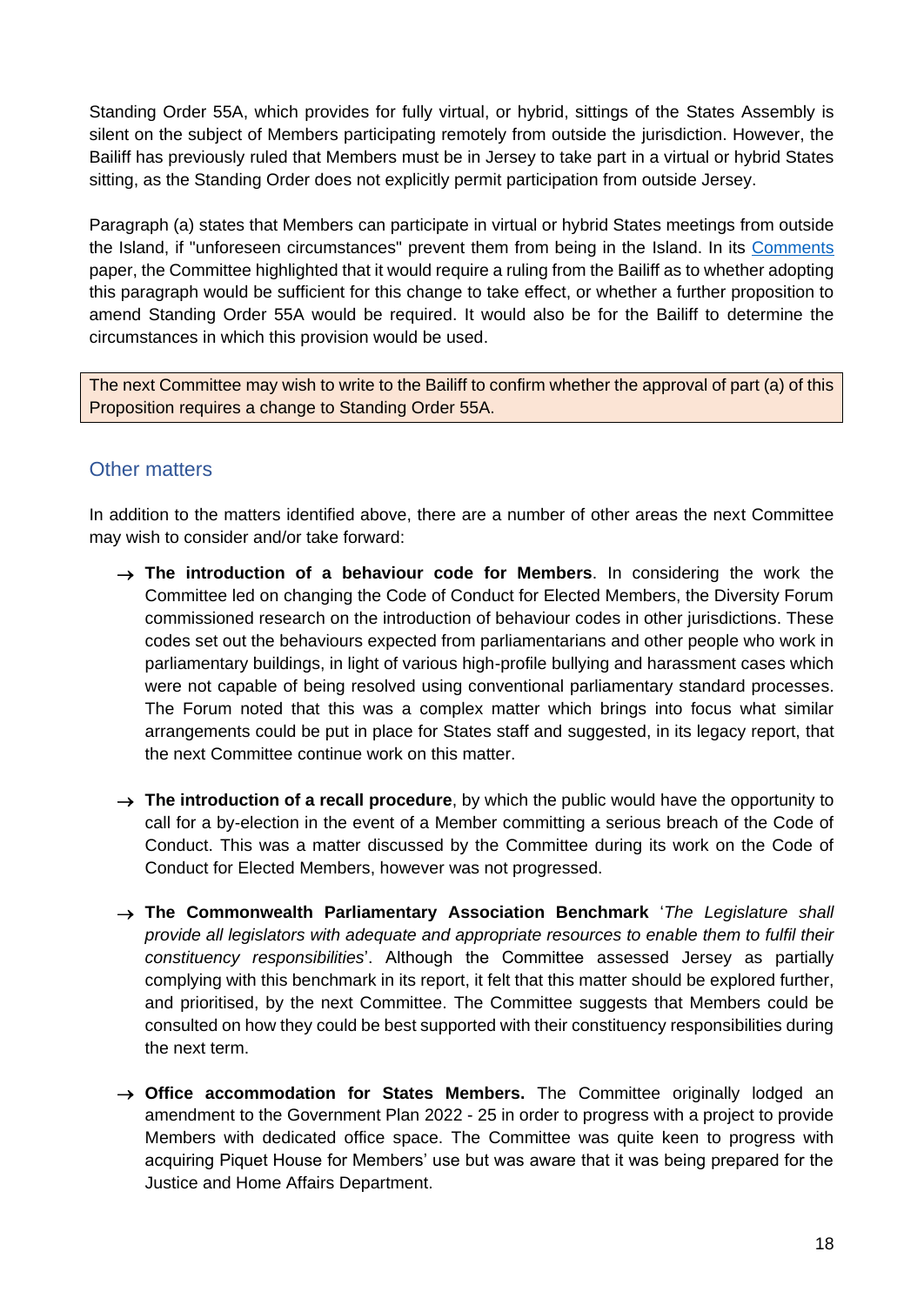Standing Order 55A, which provides for fully virtual, or hybrid, sittings of the States Assembly is silent on the subject of Members participating remotely from outside the jurisdiction. However, the Bailiff has previously ruled that Members must be in Jersey to take part in a virtual or hybrid States sitting, as the Standing Order does not explicitly permit participation from outside Jersey.

Paragraph (a) states that Members can participate in virtual or hybrid States meetings from outside the Island, if "unforeseen circumstances" prevent them from being in the Island. In its Comments paper, the Committee highlighted that it would require a ruling from the Bailiff as to whether adopting this paragraph would be sufficient for this change to take effect, or whether a further proposition to amend Standing Order 55A would be required. It would also be for the Bailiff to determine the circumstances in which this provision would be used.

> The next Committee may wish to write to the Bailiff to confirm whether the approval of part (a) of this Proposition requires a change to Standing Order 55A.

## Other matters

In addition to the matters identified above, there are a number of other areas the next Committee may wish to consider and/or take forward:

- **The introduction of a behaviour code for Members**. In considering the work the Committee led on changing the Code of Conduct for Elected Members, the Diversity Forum commissioned research on the introduction of behaviour codes in other jurisdictions. These codes set out the behaviours expected from parliamentarians and other people who work in parliamentary buildings, in light of various high-profile bullying and harassment cases which were not capable of being resolved using conventional parliamentary standard processes. The Forum noted that this was a complex matter which brings into focus what similar arrangements could be put in place for States staff and suggested, in its legacy report, that the next Committee continue work on this matter.

- **The introduction of a recall procedure**, by which the public would have the opportunity to call for a by-election in the event of a Member committing a serious breach of the Code of Conduct. This was a matter discussed by the Committee during its work on the Code of Conduct for Elected Members, however was not progressed.

- **The Commonwealth Parliamentary Association Benchmark** '*The Legislature shall provide all legislators with adequate and appropriate resources to enable them to fulfil their constituency responsibilities*'. Although the Committee assessed Jersey as partially complying with this benchmark in its report, it felt that this matter should be explored further, and prioritised, by the next Committee. The Committee suggests that Members could be consulted on how they could be best supported with their constituency responsibilities during the next term.

- **Office accommodation for States Members.** The Committee originally lodged an amendment to the Government Plan 2022 - 25 in order to progress with a project to provide Members with dedicated office space. The Committee was quite keen to progress with acquiring Piquet House for Members' use but was aware that it was being prepared for the Justice and Home Affairs Department.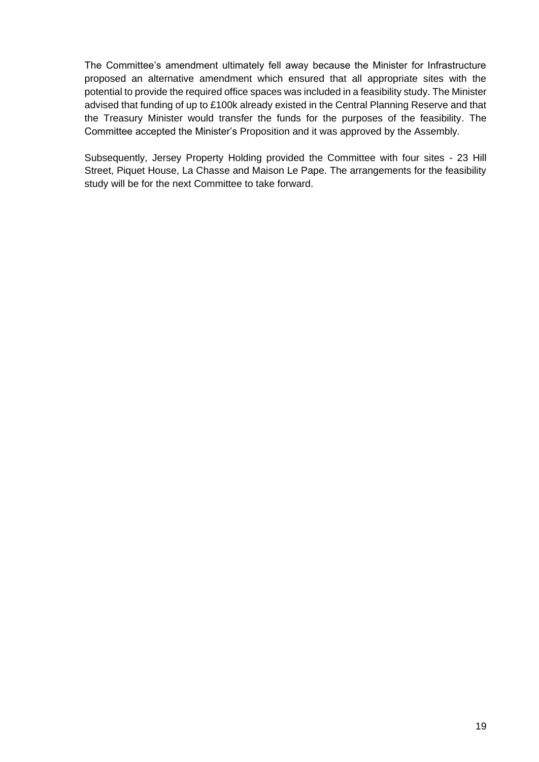The Committee's amendment ultimately fell away because the Minister for Infrastructure proposed an alternative amendment which ensured that all appropriate sites with the potential to provide the required office spaces was included in a feasibility study. The Minister advised that funding of up to £100k already existed in the Central Planning Reserve and that the Treasury Minister would transfer the funds for the purposes of the feasibility. The Committee accepted the Minister's Proposition and it was approved by the Assembly.

Subsequently, Jersey Property Holding provided the Committee with four sites - 23 Hill Street, Piquet House, La Chasse and Maison Le Pape. The arrangements for the feasibility study will be for the next Committee to take forward.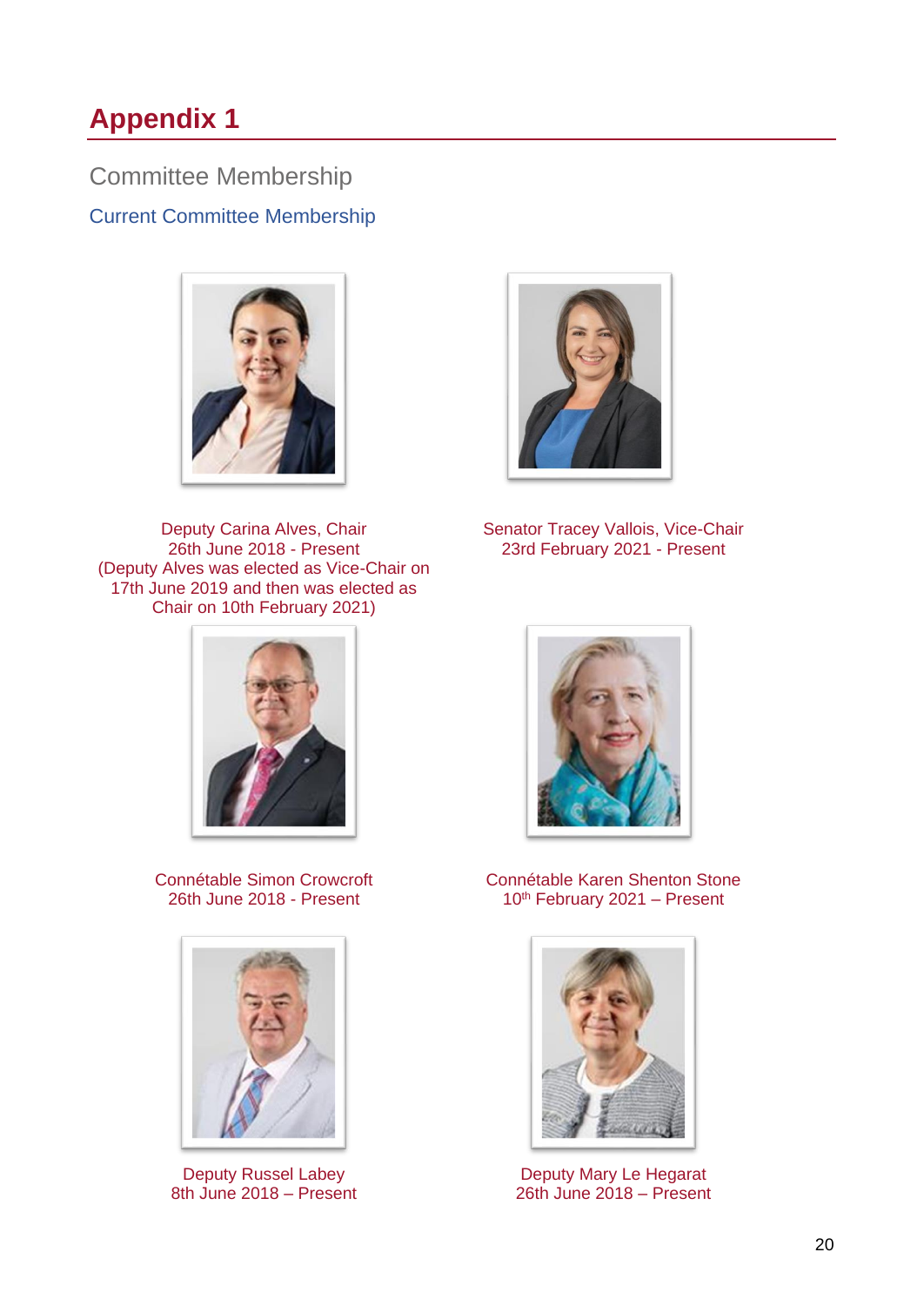# Appendix 1

## Committee Membership

### Current Committee Membership

Deputy Carina Alves, Chair
26th June 2018 - Present
(Deputy Alves was elected as Vice-Chair on 17th June 2019 and then was elected as Chair on 10th February 2021)

Senator Tracey Vallois, Vice-Chair
23rd February 2021 - Present

Connétable Simon Crowcroft
26th June 2018 - Present

Connétable Karen Shenton Stone
10th February 2021 – Present

Deputy Russel Labey
8th June 2018 – Present

Deputy Mary Le Hegarat
26th June 2018 – Present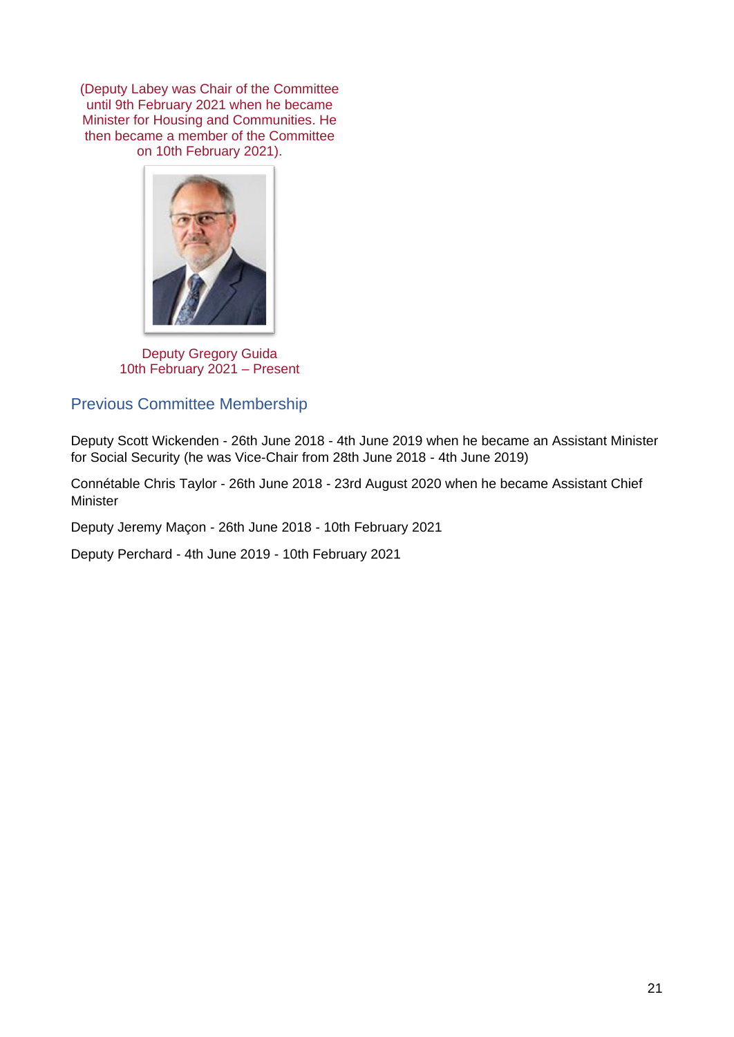(Deputy Labey was Chair of the Committee until 9th February 2021 when he became Minister for Housing and Communities. He then became a member of the Committee on 10th February 2021).

Deputy Gregory Guida
10th February 2021 – Present

## Previous Committee Membership

Deputy Scott Wickenden - 26th June 2018 - 4th June 2019 when he became an Assistant Minister for Social Security (he was Vice-Chair from 28th June 2018 - 4th June 2019)

Connétable Chris Taylor - 26th June 2018 - 23rd August 2020 when he became Assistant Chief Minister

Deputy Jeremy Maçon - 26th June 2018 - 10th February 2021

Deputy Perchard - 4th June 2019 - 10th February 2021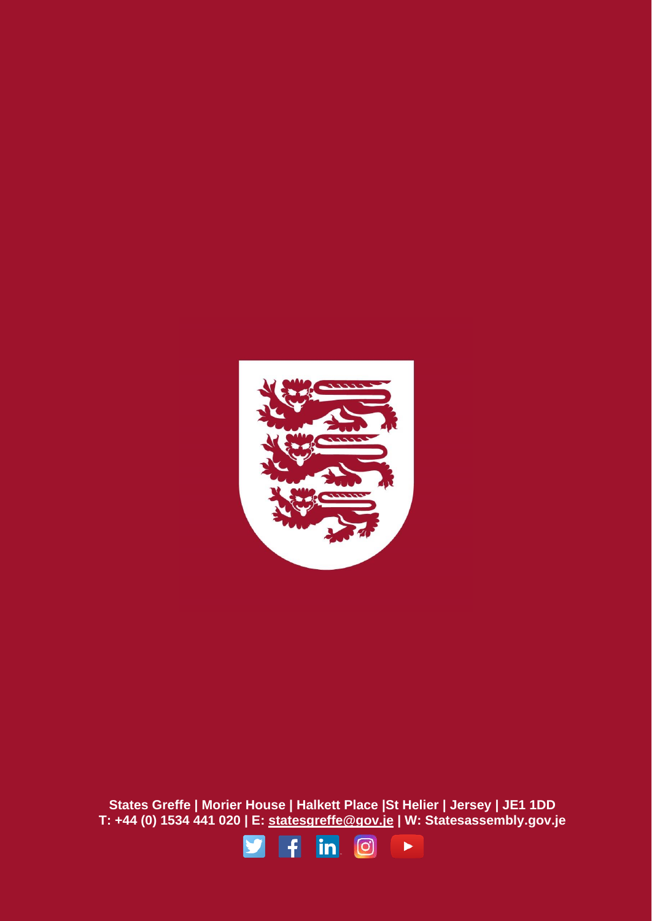States Greffe | Morier House | Halkett Place |St Helier | Jersey | JE1 1DD
T: +44 (0) 1534 441 020 | E: statesgreffe@gov.je | W: Statesassembly.gov.je